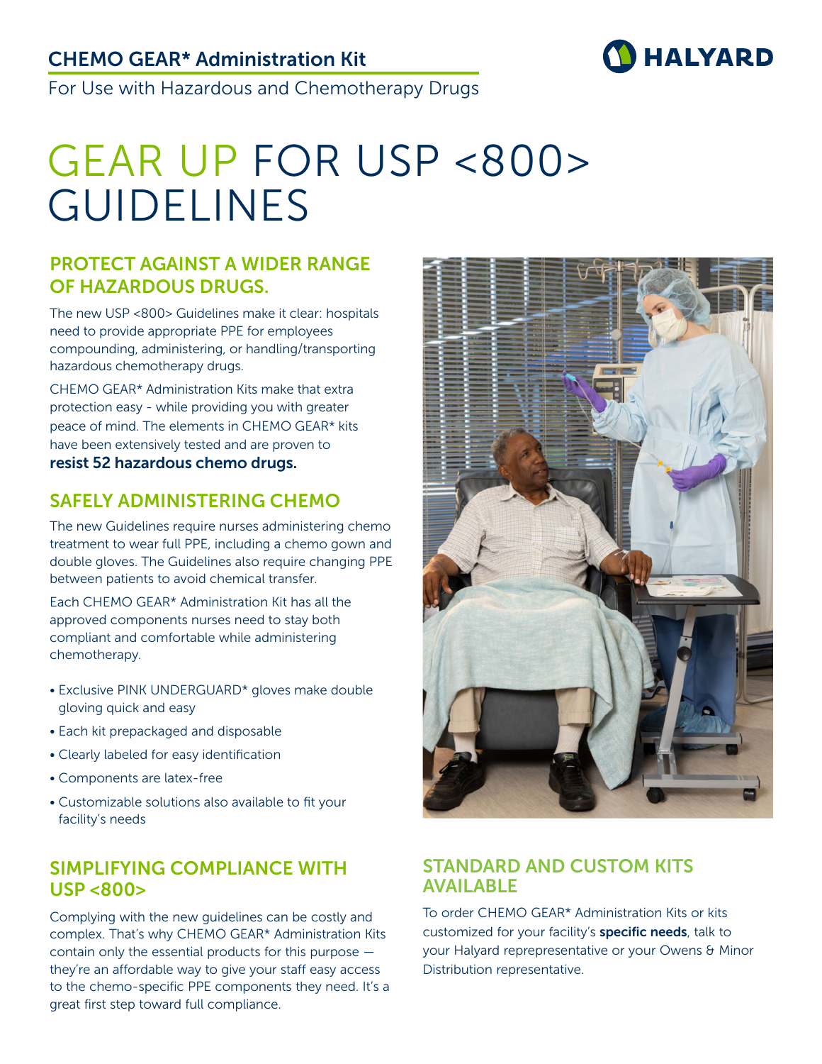CHEMO GEAR* Administration Kit

HALYARD

For Use with Hazardous and Chemotherapy Drugs

# GEAR UP FOR USP <800> GUIDELINES

## PROTECT AGAINST A WIDER RANGE OF HAZARDOUS DRUGS.

The new USP <800> Guidelines make it clear: hospitals need to provide appropriate PPE for employees compounding, administering, or handling/transporting hazardous chemotherapy drugs.

CHEMO GEAR* Administration Kits make that extra protection easy - while providing you with greater peace of mind. The elements in CHEMO GEAR* kits have been extensively tested and are proven to **resist 52 hazardous chemo drugs.**

## SAFELY ADMINISTERING CHEMO

The new Guidelines require nurses administering chemo treatment to wear full PPE, including a chemo gown and double gloves. The Guidelines also require changing PPE between patients to avoid chemical transfer.

Each CHEMO GEAR* Administration Kit has all the approved components nurses need to stay both compliant and comfortable while administering chemotherapy.

- Exclusive PINK UNDERGUARD* gloves make double gloving quick and easy
- Each kit prepackaged and disposable
- Clearly labeled for easy identification
- Components are latex-free
- Customizable solutions also available to fit your facility's needs

## SIMPLIFYING COMPLIANCE WITH USP <800>

Complying with the new guidelines can be costly and complex. That's why CHEMO GEAR* Administration Kits contain only the essential products for this purpose — they're an affordable way to give your staff easy access to the chemo-specific PPE components they need. It's a great first step toward full compliance.

## STANDARD AND CUSTOM KITS AVAILABLE

To order CHEMO GEAR* Administration Kits or kits customized for your facility's **specific needs**, talk to your Halyard repre­presentative or your Owens & Minor Distribution representative.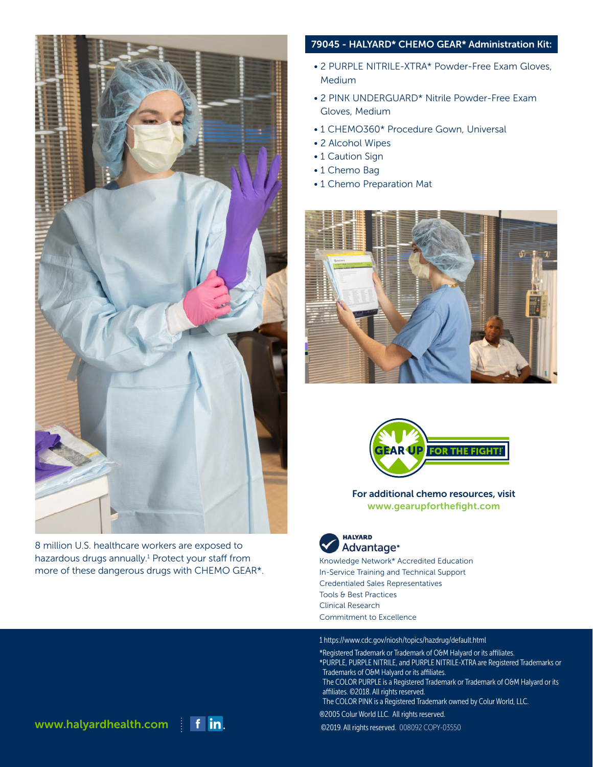## 79045 - HALYARD* CHEMO GEAR* Administration Kit:

- 2 PURPLE NITRILE-XTRA* Powder-Free Exam Gloves, Medium
- 2 PINK UNDERGUARD* Nitrile Powder-Free Exam Gloves, Medium
- 1 CHEMO360* Procedure Gown, Universal
- 2 Alcohol Wipes
- 1 Caution Sign
- 1 Chemo Bag
- 1 Chemo Preparation Mat

8 million U.S. healthcare workers are exposed to hazardous drugs annually.[1] Protect your staff from more of these dangerous drugs with CHEMO GEAR*.

GEAR UP FOR THE FIGHT!

**For additional chemo resources, visit**
**www.gearupforthefight.com**

HALYARD
Advantage*

Knowledge Network* Accredited Education
In-Service Training and Technical Support
Credentialed Sales Representatives
Tools & Best Practices
Clinical Research
Commitment to Excellence

1 https://www.cdc.gov/niosh/topics/hazdrug/default.html

*Registered Trademark or Trademark of O&M Halyard or its affiliates.
*PURPLE, PURPLE NITRILE, and PURPLE NITRILE-XTRA are Registered Trademarks or Trademarks of O&M Halyard or its affiliates.
The COLOR PURPLE is a Registered Trademark or Trademark of O&M Halyard or its affiliates. ©2018. All rights reserved.
The COLOR PINK is a Registered Trademark owned by Colur World, LLC.
®2005 Colur World LLC. All rights reserved.
©2019. All rights reserved. 008092 COPY-03550

www.halyardhealth.com